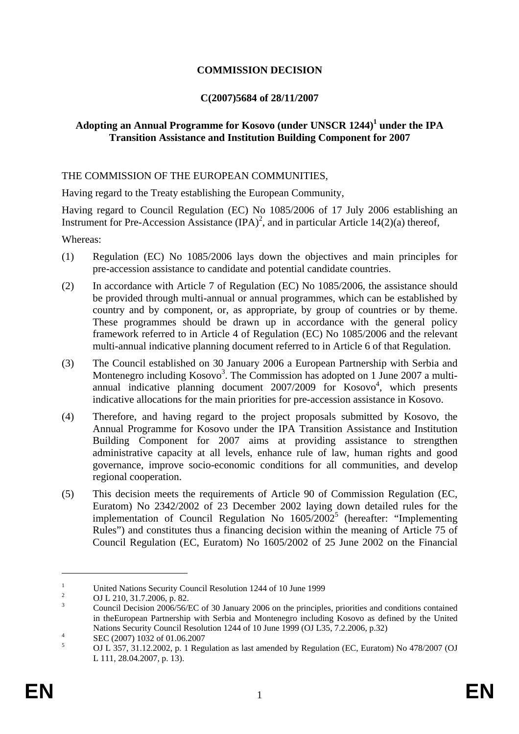# COMMISSION DECISION

## C(2007)5684 of 28/11/2007

## Adopting an Annual Programme for Kosovo (under UNSCR 1244)[1] under the IPA Transition Assistance and Institution Building Component for 2007

THE COMMISSION OF THE EUROPEAN COMMUNITIES,

Having regard to the Treaty establishing the European Community,

Having regard to Council Regulation (EC) No 1085/2006 of 17 July 2006 establishing an Instrument for Pre-Accession Assistance (IPA)[2], and in particular Article 14(2)(a) thereof,

Whereas:

(1) Regulation (EC) No 1085/2006 lays down the objectives and main principles for pre-accession assistance to candidate and potential candidate countries.

(2) In accordance with Article 7 of Regulation (EC) No 1085/2006, the assistance should be provided through multi-annual or annual programmes, which can be established by country and by component, or, as appropriate, by group of countries or by theme. These programmes should be drawn up in accordance with the general policy framework referred to in Article 4 of Regulation (EC) No 1085/2006 and the relevant multi-annual indicative planning document referred to in Article 6 of that Regulation.

(3) The Council established on 30 January 2006 a European Partnership with Serbia and Montenegro including Kosovo[3]. The Commission has adopted on 1 June 2007 a multi-annual indicative planning document 2007/2009 for Kosovo[4], which presents indicative allocations for the main priorities for pre-accession assistance in Kosovo.

(4) Therefore, and having regard to the project proposals submitted by Kosovo, the Annual Programme for Kosovo under the IPA Transition Assistance and Institution Building Component for 2007 aims at providing assistance to strengthen administrative capacity at all levels, enhance rule of law, human rights and good governance, improve socio-economic conditions for all communities, and develop regional cooperation.

(5) This decision meets the requirements of Article 90 of Commission Regulation (EC, Euratom) No 2342/2002 of 23 December 2002 laying down detailed rules for the implementation of Council Regulation No 1605/2002[5] (hereafter: "Implementing Rules") and constitutes thus a financing decision within the meaning of Article 75 of Council Regulation (EC, Euratom) No 1605/2002 of 25 June 2002 on the Financial

---

[1] United Nations Security Council Resolution 1244 of 10 June 1999

[2] OJ L 210, 31.7.2006, p. 82.

[3] Council Decision 2006/56/EC of 30 January 2006 on the principles, priorities and conditions contained in theEuropean Partnership with Serbia and Montenegro including Kosovo as defined by the United Nations Security Council Resolution 1244 of 10 June 1999 (OJ L35, 7.2.2006, p.32)

[4] SEC (2007) 1032 of 01.06.2007

[5] OJ L 357, 31.12.2002, p. 1 Regulation as last amended by Regulation (EC, Euratom) No 478/2007 (OJ L 111, 28.04.2007, p. 13).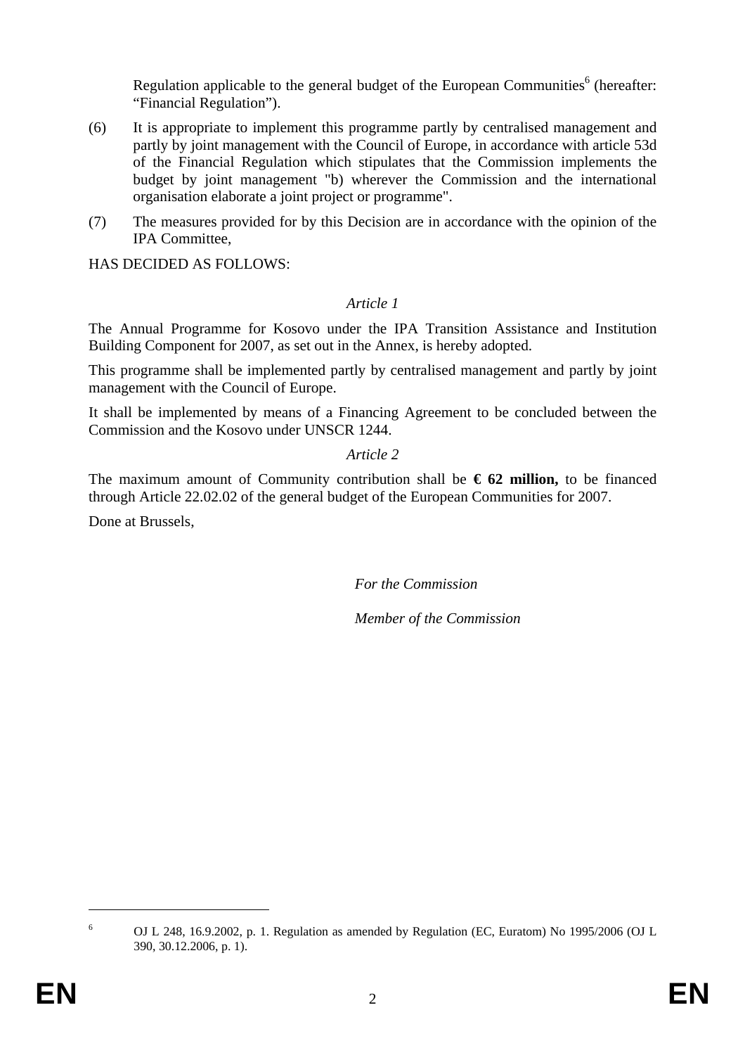Regulation applicable to the general budget of the European Communities[6] (hereafter: "Financial Regulation").

(6) It is appropriate to implement this programme partly by centralised management and partly by joint management with the Council of Europe, in accordance with article 53d of the Financial Regulation which stipulates that the Commission implements the budget by joint management "b) wherever the Commission and the international organisation elaborate a joint project or programme".

(7) The measures provided for by this Decision are in accordance with the opinion of the IPA Committee,

HAS DECIDED AS FOLLOWS:

*Article 1*

The Annual Programme for Kosovo under the IPA Transition Assistance and Institution Building Component for 2007, as set out in the Annex, is hereby adopted.

This programme shall be implemented partly by centralised management and partly by joint management with the Council of Europe.

It shall be implemented by means of a Financing Agreement to be concluded between the Commission and the Kosovo under UNSCR 1244.

*Article 2*

The maximum amount of Community contribution shall be **€ 62 million,** to be financed through Article 22.02.02 of the general budget of the European Communities for 2007.

Done at Brussels,

*For the Commission*

*Member of the Commission*

---

[6] OJ L 248, 16.9.2002, p. 1. Regulation as amended by Regulation (EC, Euratom) No 1995/2006 (OJ L 390, 30.12.2006, p. 1).